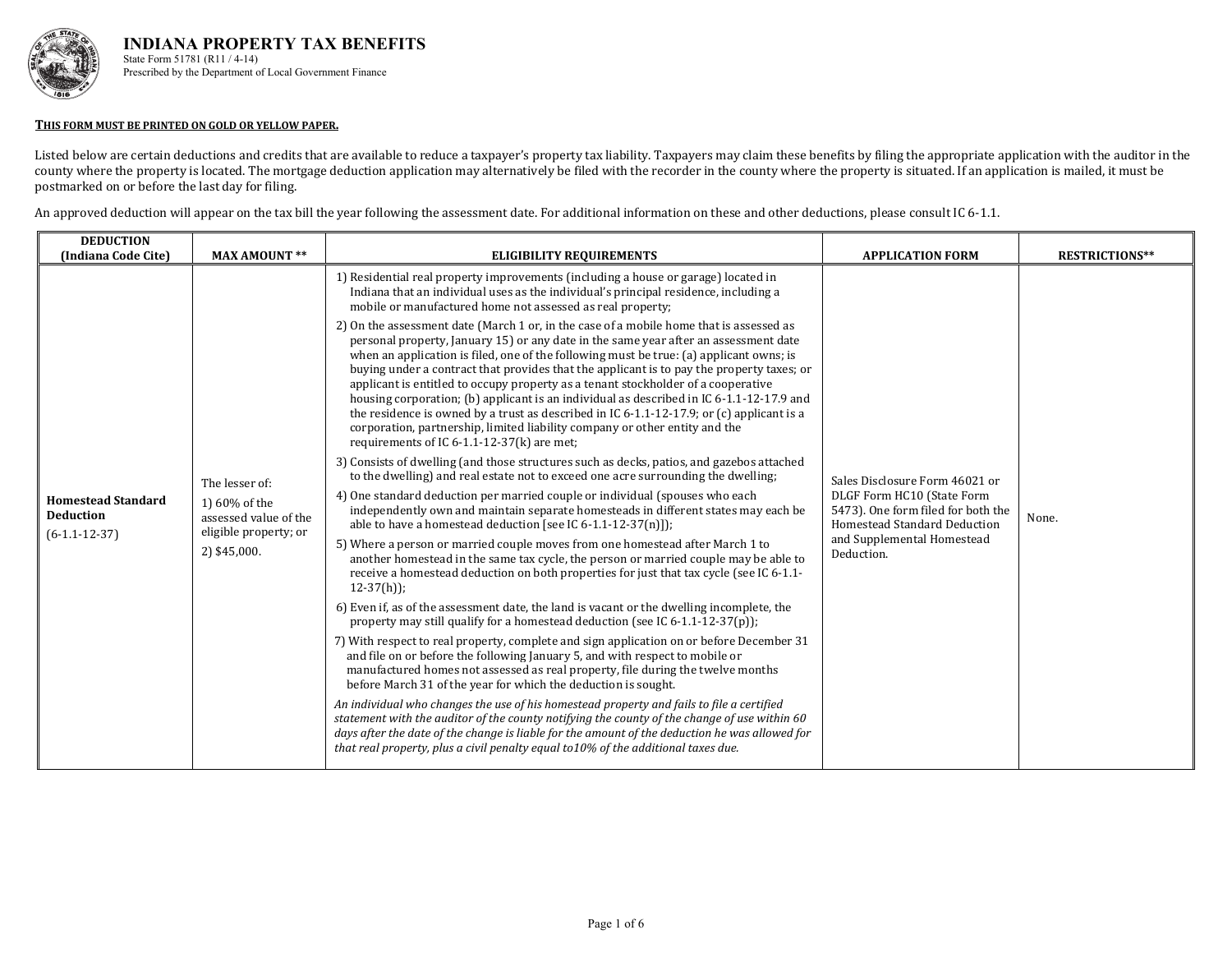# INDIANA PROPERTY TAX BENEFITS

State Form 51781 (R11 / 4-14)
Prescribed by the Department of Local Government Finance

**THIS FORM MUST BE PRINTED ON GOLD OR YELLOW PAPER.**

Listed below are certain deductions and credits that are available to reduce a taxpayer's property tax liability. Taxpayers may claim these benefits by filing the appropriate application with the auditor in the county where the property is located. The mortgage deduction application may alternatively be filed with the recorder in the county where the property is situated. If an application is mailed, it must be postmarked on or before the last day for filing.

An approved deduction will appear on the tax bill the year following the assessment date. For additional information on these and other deductions, please consult IC 6-1.1.

| DEDUCTION (Indiana Code Cite) | MAX AMOUNT ** | ELIGIBILITY REQUIREMENTS | APPLICATION FORM | RESTRICTIONS** |
|---|---|---|---|---|
| **Homestead Standard Deduction** (6-1.1-12-37) | The lesser of:<br>1) 60% of the assessed value of the eligible property; or<br>2) $45,000. | 1) Residential real property improvements (including a house or garage) located in Indiana that an individual uses as the individual's principal residence, including a mobile or manufactured home not assessed as real property;<br>2) On the assessment date (March 1 or, in the case of a mobile home that is assessed as personal property, January 15) or any date in the same year after an assessment date when an application is filed, one of the following must be true: (a) applicant owns; is buying under a contract that provides that the applicant is to pay the property taxes; or applicant is entitled to occupy property as a tenant stockholder of a cooperative housing corporation; (b) applicant is an individual as described in IC 6-1.1-12-17.9 and the residence is owned by a trust as described in IC 6-1.1-12-17.9; or (c) applicant is a corporation, partnership, limited liability company or other entity and the requirements of IC 6-1.1-12-37(k) are met;<br>3) Consists of dwelling (and those structures such as decks, patios, and gazebos attached to the dwelling) and real estate not to exceed one acre surrounding the dwelling;<br>4) One standard deduction per married couple or individual (spouses who each independently own and maintain separate homesteads in different states may each be able to have a homestead deduction [see IC 6-1.1-12-37(n)]);<br>5) Where a person or married couple moves from one homestead after March 1 to another homestead in the same tax cycle, the person or married couple may be able to receive a homestead deduction on both properties for just that tax cycle (see IC 6-1.1-12-37(h));<br>6) Even if, as of the assessment date, the land is vacant or the dwelling incomplete, the property may still qualify for a homestead deduction (see IC 6-1.1-12-37(p));<br>7) With respect to real property, complete and sign application on or before December 31 and file on or before the following January 5, and with respect to mobile or manufactured homes not assessed as real property, file during the twelve months before March 31 of the year for which the deduction is sought.<br>*An individual who changes the use of his homestead property and fails to file a certified statement with the auditor of the county notifying the county of the change of use within 60 days after the date of the change is liable for the amount of the deduction he was allowed for that real property, plus a civil penalty equal to10% of the additional taxes due.* | Sales Disclosure Form 46021 or DLGF Form HC10 (State Form 5473). One form filed for both the Homestead Standard Deduction and Supplemental Homestead Deduction. | None. |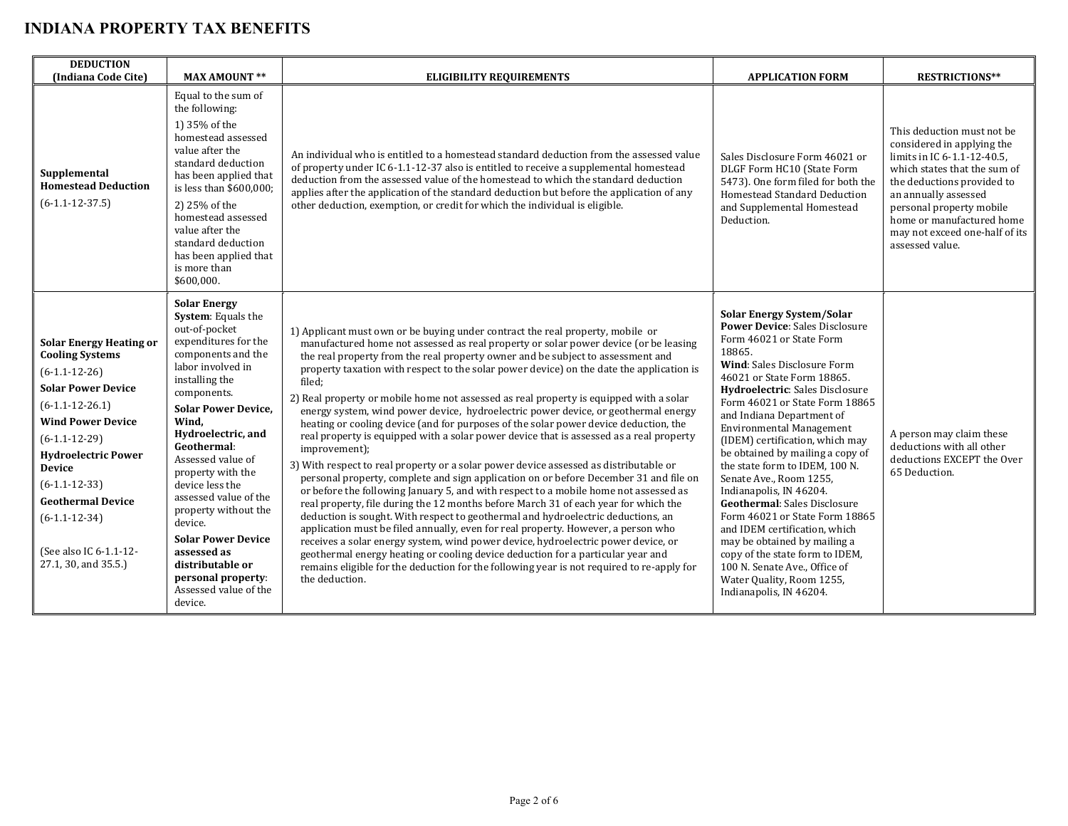# INDIANA PROPERTY TAX BENEFITS

| DEDUCTION (Indiana Code Cite) | MAX AMOUNT ** | ELIGIBILITY REQUIREMENTS | APPLICATION FORM | RESTRICTIONS** |
|---|---|---|---|---|
| **Supplemental Homestead Deduction** (6-1.1-12-37.5) | Equal to the sum of the following: 1) 35% of the homestead assessed value after the standard deduction has been applied that is less than $600,000; 2) 25% of the homestead assessed value after the standard deduction has been applied that is more than $600,000. | An individual who is entitled to a homestead standard deduction from the assessed value of property under IC 6-1.1-12-37 also is entitled to receive a supplemental homestead deduction from the assessed value of the homestead to which the standard deduction applies after the application of the standard deduction but before the application of any other deduction, exemption, or credit for which the individual is eligible. | Sales Disclosure Form 46021 or DLGF Form HC10 (State Form 5473). One form filed for both the Homestead Standard Deduction and Supplemental Homestead Deduction. | This deduction must not be considered in applying the limits in IC 6-1.1-12-40.5, which states that the sum of the deductions provided to an annually assessed personal property mobile home or manufactured home may not exceed one-half of its assessed value. |
| **Solar Energy Heating or Cooling Systems** (6-1.1-12-26) **Solar Power Device** (6-1.1-12-26.1) **Wind Power Device** (6-1.1-12-29) **Hydroelectric Power Device** (6-1.1-12-33) **Geothermal Device** (6-1.1-12-34) (See also IC 6-1.1-12-27.1, 30, and 35.5.) | **Solar Energy System**: Equals the out-of-pocket expenditures for the components and the labor involved in installing the components. **Solar Power Device, Wind, Hydroelectric, and Geothermal**: Assessed value of property with the device less the assessed value of the property without the device. **Solar Power Device assessed as distributable or personal property**: Assessed value of the device. | 1) Applicant must own or be buying under contract the real property, mobile or manufactured home not assessed as real property or solar power device (or be leasing the real property from the real property owner and be subject to assessment and property taxation with respect to the solar power device) on the date the application is filed; 2) Real property or mobile home not assessed as real property is equipped with a solar energy system, wind power device, hydroelectric power device, or geothermal energy heating or cooling device (and for purposes of the solar power device deduction, the real property is equipped with a solar power device that is assessed as a real property improvement); 3) With respect to real property or a solar power device assessed as distributable or personal property, complete and sign application on or before December 31 and file on or before the following January 5, and with respect to a mobile home not assessed as real property, file during the 12 months before March 31 of each year for which the deduction is sought. With respect to geothermal and hydroelectric deductions, an application must be filed annually, even for real property. However, a person who receives a solar energy system, wind power device, hydroelectric power device, or geothermal energy heating or cooling device deduction for a particular year and remains eligible for the deduction for the following year is not required to re-apply for the deduction. | **Solar Energy System/Solar Power Device**: Sales Disclosure Form 46021 or State Form 18865. **Wind**: Sales Disclosure Form 46021 or State Form 18865. **Hydroelectric**: Sales Disclosure Form 46021 or State Form 18865 and Indiana Department of Environmental Management (IDEM) certification, which may be obtained by mailing a copy of the state form to IDEM, 100 N. Senate Ave., Room 1255, Indianapolis, IN 46204. **Geothermal**: Sales Disclosure Form 46021 or State Form 18865 and IDEM certification, which may be obtained by mailing a copy of the state form to IDEM, 100 N. Senate Ave., Office of Water Quality, Room 1255, Indianapolis, IN 46204. | A person may claim these deductions with all other deductions EXCEPT the Over 65 Deduction. |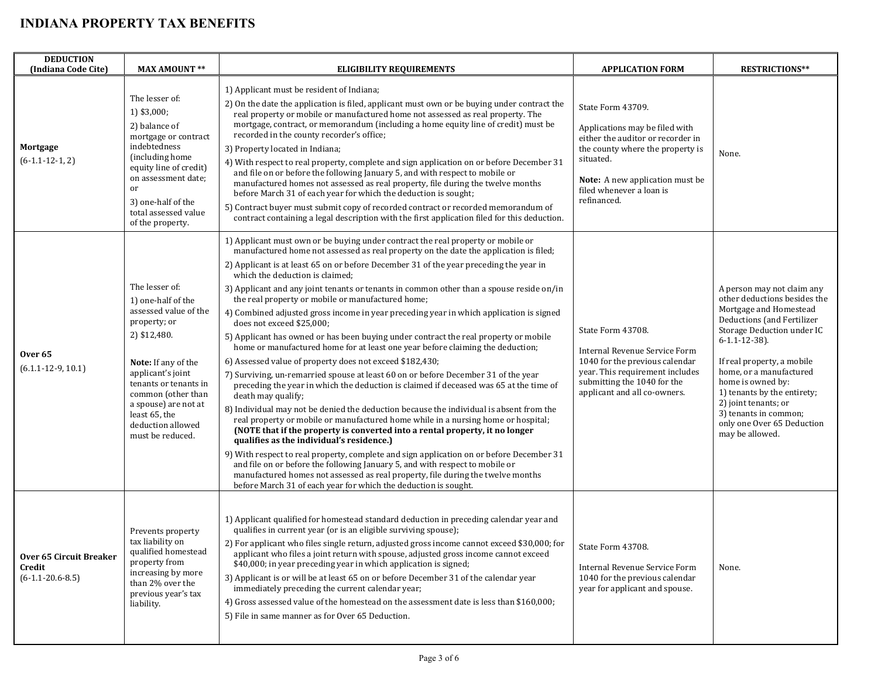# INDIANA PROPERTY TAX BENEFITS

| DEDUCTION (Indiana Code Cite) | MAX AMOUNT ** | ELIGIBILITY REQUIREMENTS | APPLICATION FORM | RESTRICTIONS** |
|---|---|---|---|---|
| **Mortgage** (6-1.1-12-1, 2) | The lesser of:<br>1) $3,000;<br>2) balance of mortgage or contract indebtedness (including home equity line of credit) on assessment date; or<br>3) one-half of the total assessed value of the property. | 1) Applicant must be resident of Indiana;<br>2) On the date the application is filed, applicant must own or be buying under contract the real property or mobile or manufactured home not assessed as real property. The mortgage, contract, or memorandum (including a home equity line of credit) must be recorded in the county recorder's office;<br>3) Property located in Indiana;<br>4) With respect to real property, complete and sign application on or before December 31 and file on or before the following January 5, and with respect to mobile or manufactured homes not assessed as real property, file during the twelve months before March 31 of each year for which the deduction is sought;<br>5) Contract buyer must submit copy of recorded contract or recorded memorandum of contract containing a legal description with the first application filed for this deduction. | State Form 43709.<br><br>Applications may be filed with either the auditor or recorder in the county where the property is situated.<br><br>**Note:** A new application must be filed whenever a loan is refinanced. | None. |
| **Over 65** (6.1.1-12-9, 10.1) | The lesser of:<br>1) one-half of the assessed value of the property; or<br>2) $12,480.<br><br>**Note:** If any of the applicant's joint tenants or tenants in common (other than a spouse) are not at least 65, the deduction allowed must be reduced. | 1) Applicant must own or be buying under contract the real property or mobile or manufactured home not assessed as real property on the date the application is filed;<br>2) Applicant is at least 65 on or before December 31 of the year preceding the year in which the deduction is claimed;<br>3) Applicant and any joint tenants or tenants in common other than a spouse reside on/in the real property or mobile or manufactured home;<br>4) Combined adjusted gross income in year preceding year in which application is signed does not exceed $25,000;<br>5) Applicant has owned or has been buying under contract the real property or mobile home or manufactured home for at least one year before claiming the deduction;<br>6) Assessed value of property does not exceed $182,430;<br>7) Surviving, un-remarried spouse at least 60 on or before December 31 of the year preceding the year in which the deduction is claimed if deceased was 65 at the time of death may qualify;<br>8) Individual may not be denied the deduction because the individual is absent from the real property or mobile or manufactured home while in a nursing home or hospital; **(NOTE that if the property is converted into a rental property, it no longer qualifies as the individual's residence.)**<br>9) With respect to real property, complete and sign application on or before December 31 and file on or before the following January 5, and with respect to mobile or manufactured homes not assessed as real property, file during the twelve months before March 31 of each year for which the deduction is sought. | State Form 43708.<br><br>Internal Revenue Service Form 1040 for the previous calendar year. This requirement includes submitting the 1040 for the applicant and all co-owners. | A person may not claim any other deductions besides the Mortgage and Homestead Deductions (and Fertilizer Storage Deduction under IC 6-1.1-12-38).<br><br>If real property, a mobile home, or a manufactured home is owned by:<br>1) tenants by the entirety;<br>2) joint tenants; or<br>3) tenants in common;<br>only one Over 65 Deduction may be allowed. |
| **Over 65 Circuit Breaker Credit** (6-1.1-20.6-8.5) | Prevents property tax liability on qualified homestead property from increasing by more than 2% over the previous year's tax liability. | 1) Applicant qualified for homestead standard deduction in preceding calendar year and qualifies in current year (or is an eligible surviving spouse);<br>2) For applicant who files single return, adjusted gross income cannot exceed $30,000; for applicant who files a joint return with spouse, adjusted gross income cannot exceed $40,000; in year preceding year in which application is signed;<br>3) Applicant is or will be at least 65 on or before December 31 of the calendar year immediately preceding the current calendar year;<br>4) Gross assessed value of the homestead on the assessment date is less than $160,000;<br>5) File in same manner as for Over 65 Deduction. | State Form 43708.<br><br>Internal Revenue Service Form 1040 for the previous calendar year for applicant and spouse. | None. |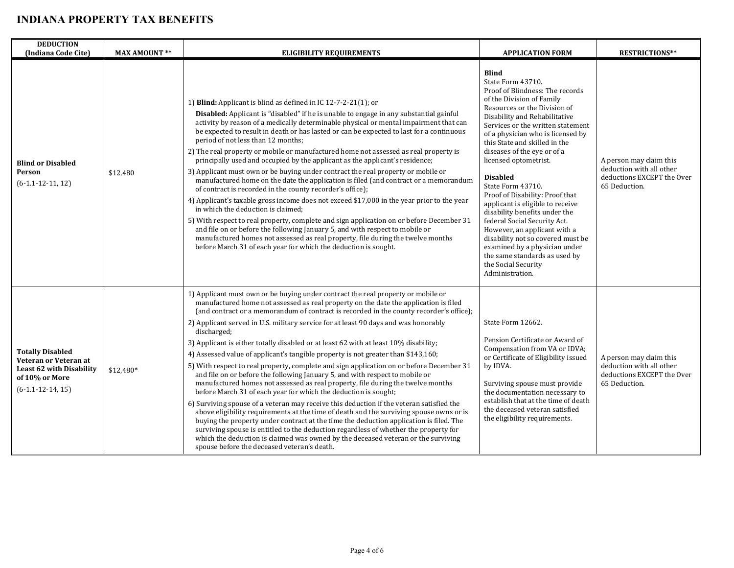# INDIANA PROPERTY TAX BENEFITS

| DEDUCTION (Indiana Code Cite) | MAX AMOUNT ** | ELIGIBILITY REQUIREMENTS | APPLICATION FORM | RESTRICTIONS** |
|---|---|---|---|---|
| **Blind or Disabled Person** (6-1.1-12-11, 12) | $12,480 | 1) **Blind:** Applicant is blind as defined in IC 12-7-2-21(1); or<br>**Disabled:** Applicant is "disabled" if he is unable to engage in any substantial gainful activity by reason of a medically determinable physical or mental impairment that can be expected to result in death or has lasted or can be expected to last for a continuous period of not less than 12 months;<br>2) The real property or mobile or manufactured home not assessed as real property is principally used and occupied by the applicant as the applicant's residence;<br>3) Applicant must own or be buying under contract the real property or mobile or manufactured home on the date the application is filed (and contract or a memorandum of contract is recorded in the county recorder's office);<br>4) Applicant's taxable gross income does not exceed $17,000 in the year prior to the year in which the deduction is claimed;<br>5) With respect to real property, complete and sign application on or before December 31 and file on or before the following January 5, and with respect to mobile or manufactured homes not assessed as real property, file during the twelve months before March 31 of each year for which the deduction is sought. | **Blind**<br>State Form 43710.<br>Proof of Blindness: The records of the Division of Family Resources or the Division of Disability and Rehabilitative Services or the written statement of a physician who is licensed by this State and skilled in the diseases of the eye or of a licensed optometrist.<br><br>**Disabled**<br>State Form 43710.<br>Proof of Disability: Proof that applicant is eligible to receive disability benefits under the federal Social Security Act. However, an applicant with a disability not so covered must be examined by a physician under the same standards as used by the Social Security Administration. | A person may claim this deduction with all other deductions EXCEPT the Over 65 Deduction. |
| **Totally Disabled Veteran or Veteran at Least 62 with Disability of 10% or More** (6-1.1-12-14, 15) | $12,480* | 1) Applicant must own or be buying under contract the real property or mobile or manufactured home not assessed as real property on the date the application is filed (and contract or a memorandum of contract is recorded in the county recorder's office);<br>2) Applicant served in U.S. military service for at least 90 days and was honorably discharged;<br>3) Applicant is either totally disabled or at least 62 with at least 10% disability;<br>4) Assessed value of applicant's tangible property is not greater than $143,160;<br>5) With respect to real property, complete and sign application on or before December 31 and file on or before the following January 5, and with respect to mobile or manufactured homes not assessed as real property, file during the twelve months before March 31 of each year for which the deduction is sought;<br>6) Surviving spouse of a veteran may receive this deduction if the veteran satisfied the above eligibility requirements at the time of death and the surviving spouse owns or is buying the property under contract at the time the deduction application is filed. The surviving spouse is entitled to the deduction regardless of whether the property for which the deduction is claimed was owned by the deceased veteran or the surviving spouse before the deceased veteran's death. | State Form 12662.<br><br>Pension Certificate or Award of Compensation from VA or IDVA; or Certificate of Eligibility issued by IDVA.<br><br>Surviving spouse must provide the documentation necessary to establish that at the time of death the deceased veteran satisfied the eligibility requirements. | A person may claim this deduction with all other deductions EXCEPT the Over 65 Deduction. |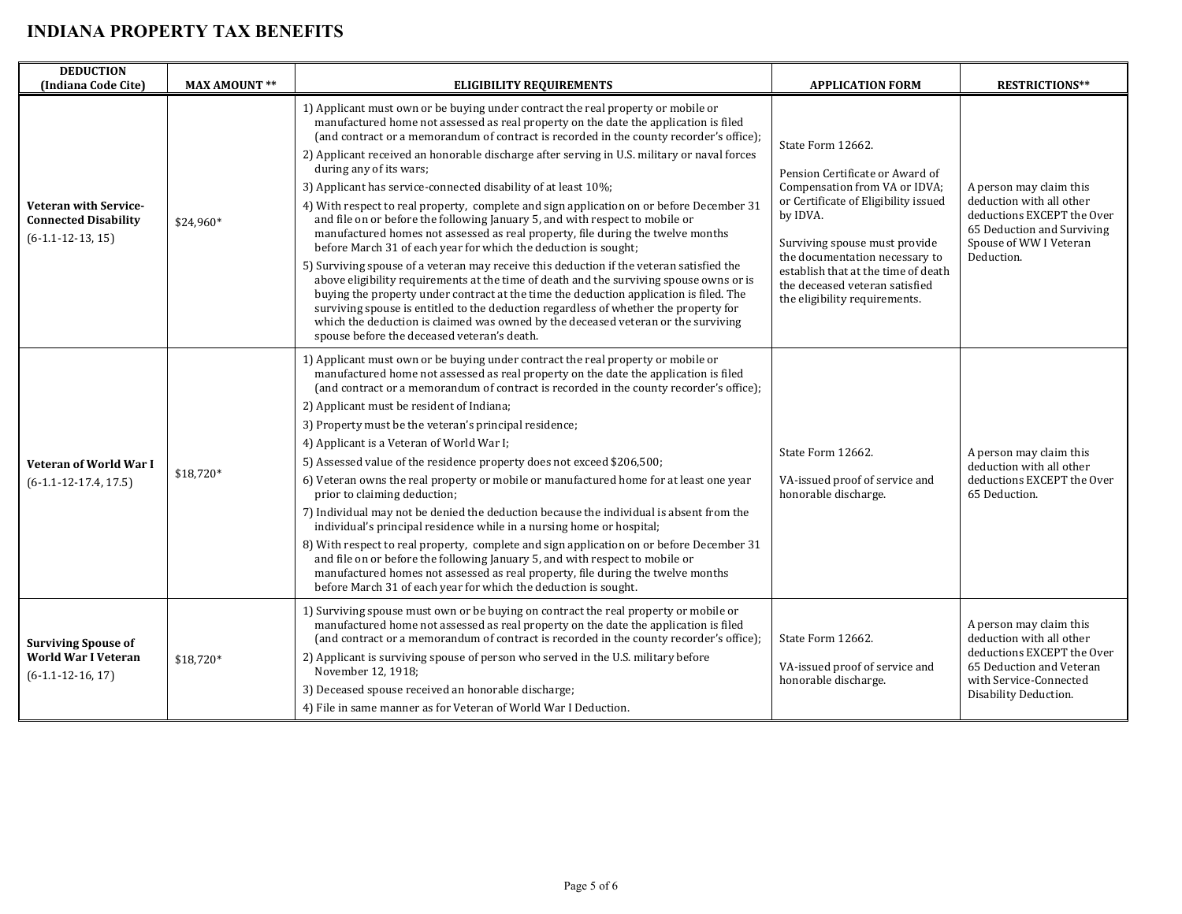# INDIANA PROPERTY TAX BENEFITS

| DEDUCTION (Indiana Code Cite) | MAX AMOUNT ** | ELIGIBILITY REQUIREMENTS | APPLICATION FORM | RESTRICTIONS** |
|---|---|---|---|---|
| **Veteran with Service-Connected Disability** (6-1.1-12-13, 15) | $24,960* | 1) Applicant must own or be buying under contract the real property or mobile or manufactured home not assessed as real property on the date the application is filed (and contract or a memorandum of contract is recorded in the county recorder's office);<br>2) Applicant received an honorable discharge after serving in U.S. military or naval forces during any of its wars;<br>3) Applicant has service-connected disability of at least 10%;<br>4) With respect to real property, complete and sign application on or before December 31 and file on or before the following January 5, and with respect to mobile or manufactured homes not assessed as real property, file during the twelve months before March 31 of each year for which the deduction is sought;<br>5) Surviving spouse of a veteran may receive this deduction if the veteran satisfied the above eligibility requirements at the time of death and the surviving spouse owns or is buying the property under contract at the time the deduction application is filed. The surviving spouse is entitled to the deduction regardless of whether the property for which the deduction is claimed was owned by the deceased veteran or the surviving spouse before the deceased veteran's death. | State Form 12662.<br><br>Pension Certificate or Award of Compensation from VA or IDVA; or Certificate of Eligibility issued by IDVA.<br><br>Surviving spouse must provide the documentation necessary to establish that at the time of death the deceased veteran satisfied the eligibility requirements. | A person may claim this deduction with all other deductions EXCEPT the Over 65 Deduction and Surviving Spouse of WW I Veteran Deduction. |
| **Veteran of World War I** (6-1.1-12-17.4, 17.5) | $18,720* | 1) Applicant must own or be buying under contract the real property or mobile or manufactured home not assessed as real property on the date the application is filed (and contract or a memorandum of contract is recorded in the county recorder's office);<br>2) Applicant must be resident of Indiana;<br>3) Property must be the veteran's principal residence;<br>4) Applicant is a Veteran of World War I;<br>5) Assessed value of the residence property does not exceed $206,500;<br>6) Veteran owns the real property or mobile or manufactured home for at least one year prior to claiming deduction;<br>7) Individual may not be denied the deduction because the individual is absent from the individual's principal residence while in a nursing home or hospital;<br>8) With respect to real property, complete and sign application on or before December 31 and file on or before the following January 5, and with respect to mobile or manufactured homes not assessed as real property, file during the twelve months before March 31 of each year for which the deduction is sought. | State Form 12662.<br><br>VA-issued proof of service and honorable discharge. | A person may claim this deduction with all other deductions EXCEPT the Over 65 Deduction. |
| **Surviving Spouse of World War I Veteran** (6-1.1-12-16, 17) | $18,720* | 1) Surviving spouse must own or be buying on contract the real property or mobile or manufactured home not assessed as real property on the date the application is filed (and contract or a memorandum of contract is recorded in the county recorder's office);<br>2) Applicant is surviving spouse of person who served in the U.S. military before November 12, 1918;<br>3) Deceased spouse received an honorable discharge;<br>4) File in same manner as for Veteran of World War I Deduction. | State Form 12662.<br><br>VA-issued proof of service and honorable discharge. | A person may claim this deduction with all other deductions EXCEPT the Over 65 Deduction and Veteran with Service-Connected Disability Deduction. |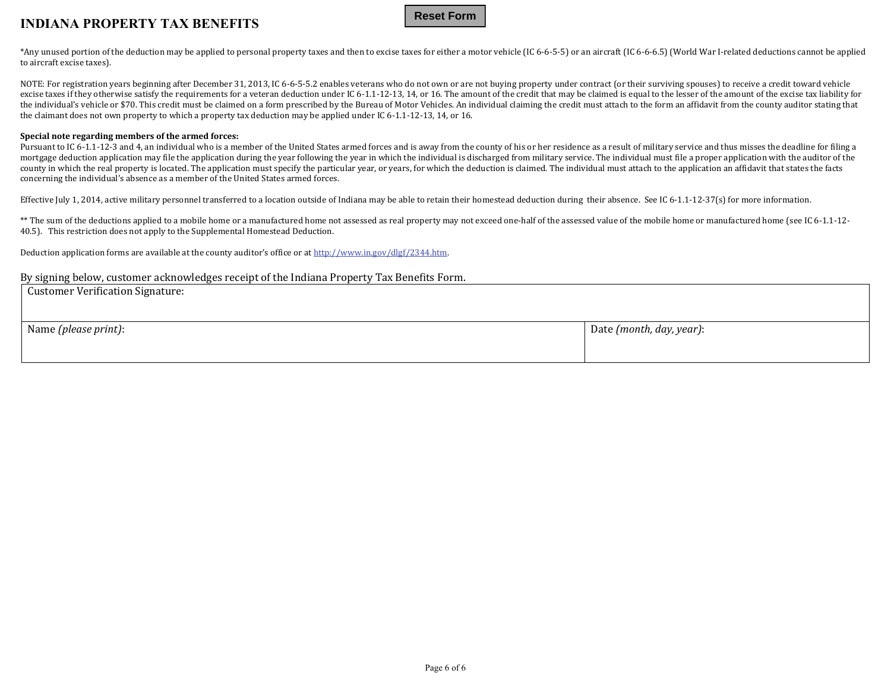# INDIANA PROPERTY TAX BENEFITS

*Any unused portion of the deduction may be applied to personal property taxes and then to excise taxes for either a motor vehicle (IC 6-6-5-5) or an aircraft (IC 6-6-6.5) (World War I-related deductions cannot be applied to aircraft excise taxes).

NOTE: For registration years beginning after December 31, 2013, IC 6-6-5-5.2 enables veterans who do not own or are not buying property under contract (or their surviving spouses) to receive a credit toward vehicle excise taxes if they otherwise satisfy the requirements for a veteran deduction under IC 6-1.1-12-13, 14, or 16. The amount of the credit that may be claimed is equal to the lesser of the amount of the excise tax liability for the individual's vehicle or $70. This credit must be claimed on a form prescribed by the Bureau of Motor Vehicles. An individual claiming the credit must attach to the form an affidavit from the county auditor stating that the claimant does not own property to which a property tax deduction may be applied under IC 6-1.1-12-13, 14, or 16.

**Special note regarding members of the armed forces:**
Pursuant to IC 6-1.1-12-3 and 4, an individual who is a member of the United States armed forces and is away from the county of his or her residence as a result of military service and thus misses the deadline for filing a mortgage deduction application may file the application during the year following the year in which the individual is discharged from military service. The individual must file a proper application with the auditor of the county in which the real property is located. The application must specify the particular year, or years, for which the deduction is claimed. The individual must attach to the application an affidavit that states the facts concerning the individual's absence as a member of the United States armed forces.

Effective July 1, 2014, active military personnel transferred to a location outside of Indiana may be able to retain their homestead deduction during their absence. See IC 6-1.1-12-37(s) for more information.

** The sum of the deductions applied to a mobile home or a manufactured home not assessed as real property may not exceed one-half of the assessed value of the mobile home or manufactured home (see IC 6-1.1-12-40.5). This restriction does not apply to the Supplemental Homestead Deduction.

Deduction application forms are available at the county auditor's office or at http://www.in.gov/dlgf/2344.htm.

By signing below, customer acknowledges receipt of the Indiana Property Tax Benefits Form.

| | |
|---|---|
| Customer Verification Signature: | |
| Name *(please print)*: | Date *(month, day, year)*: |